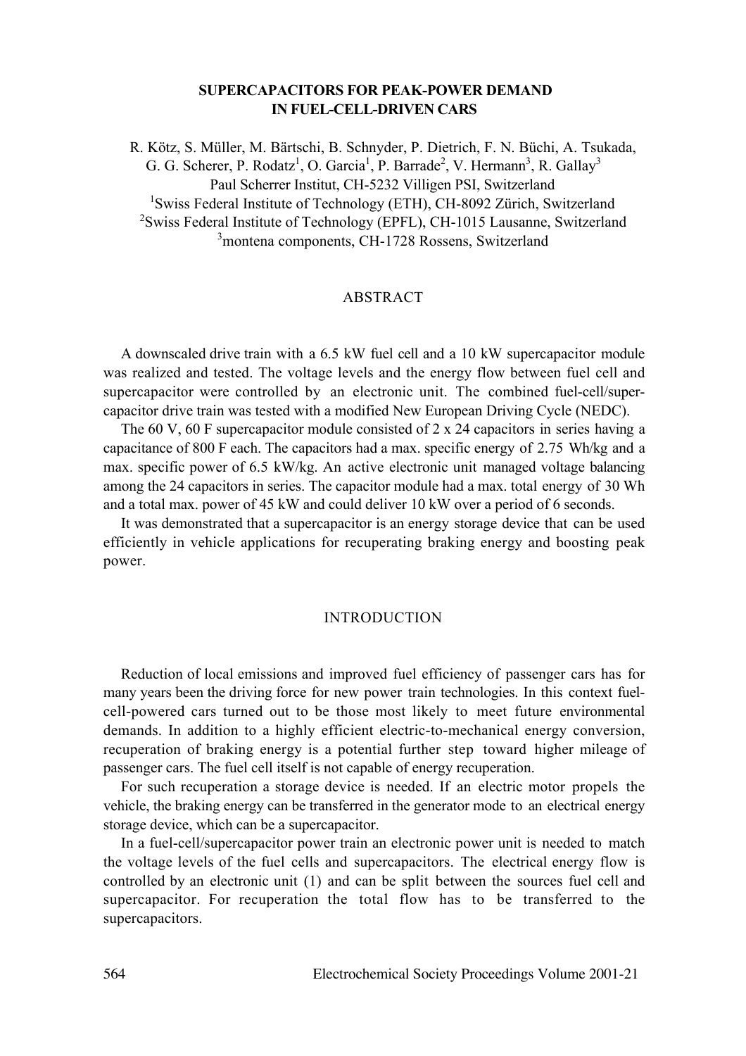# SUPERCAPACITORS FOR PEAK-POWER DEMAND IN FUEL-CELL-DRIVEN CARS

R. Kötz, S. Müller, M. Bärtschi, B. Schnyder, P. Dietrich, F. N. Büchi, A. Tsukada, G. G. Scherer, P. Rodatz[1], O. Garcia[1], P. Barrade[2], V. Hermann[3], R. Gallay[3]

Paul Scherrer Institut, CH-5232 Villigen PSI, Switzerland

[1]Swiss Federal Institute of Technology (ETH), CH-8092 Zürich, Switzerland

[2]Swiss Federal Institute of Technology (EPFL), CH-1015 Lausanne, Switzerland

[3]montena components, CH-1728 Rossens, Switzerland

## ABSTRACT

A downscaled drive train with a 6.5 kW fuel cell and a 10 kW supercapacitor module was realized and tested. The voltage levels and the energy flow between fuel cell and supercapacitor were controlled by an electronic unit. The combined fuel-cell/supercapacitor drive train was tested with a modified New European Driving Cycle (NEDC).

The 60 V, 60 F supercapacitor module consisted of 2 x 24 capacitors in series having a capacitance of 800 F each. The capacitors had a max. specific energy of 2.75 Wh/kg and a max. specific power of 6.5 kW/kg. An active electronic unit managed voltage balancing among the 24 capacitors in series. The capacitor module had a max. total energy of 30 Wh and a total max. power of 45 kW and could deliver 10 kW over a period of 6 seconds.

It was demonstrated that a supercapacitor is an energy storage device that can be used efficiently in vehicle applications for recuperating braking energy and boosting peak power.

## INTRODUCTION

Reduction of local emissions and improved fuel efficiency of passenger cars has for many years been the driving force for new power train technologies. In this context fuel-cell-powered cars turned out to be those most likely to meet future environmental demands. In addition to a highly efficient electric-to-mechanical energy conversion, recuperation of braking energy is a potential further step toward higher mileage of passenger cars. The fuel cell itself is not capable of energy recuperation.

For such recuperation a storage device is needed. If an electric motor propels the vehicle, the braking energy can be transferred in the generator mode to an electrical energy storage device, which can be a supercapacitor.

In a fuel-cell/supercapacitor power train an electronic power unit is needed to match the voltage levels of the fuel cells and supercapacitors. The electrical energy flow is controlled by an electronic unit (1) and can be split between the sources fuel cell and supercapacitor. For recuperation the total flow has to be transferred to the supercapacitors.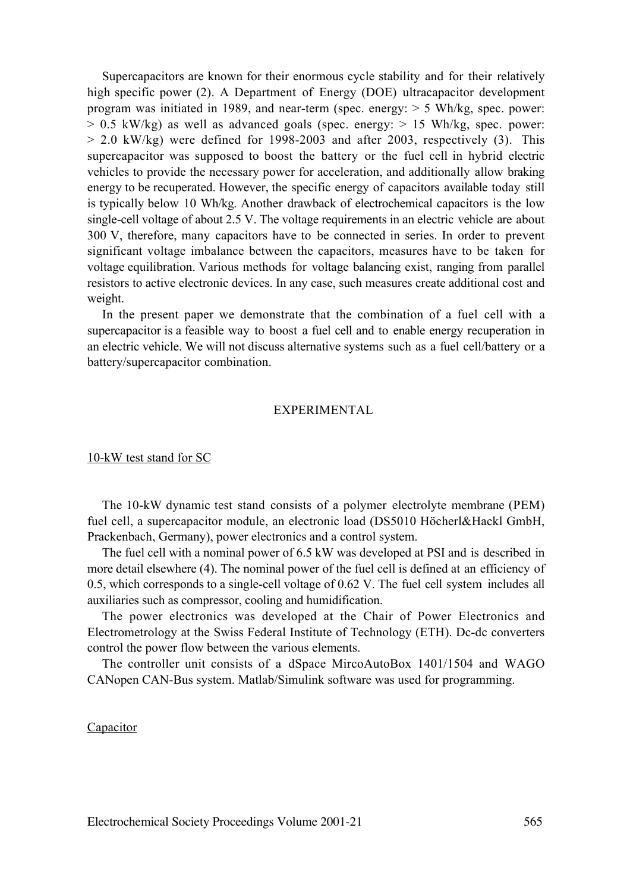Supercapacitors are known for their enormous cycle stability and for their relatively high specific power (2). A Department of Energy (DOE) ultracapacitor development program was initiated in 1989, and near-term (spec. energy: > 5 Wh/kg, spec. power: > 0.5 kW/kg) as well as advanced goals (spec. energy: > 15 Wh/kg, spec. power: > 2.0 kW/kg) were defined for 1998-2003 and after 2003, respectively (3). This supercapacitor was supposed to boost the battery or the fuel cell in hybrid electric vehicles to provide the necessary power for acceleration, and additionally allow braking energy to be recuperated. However, the specific energy of capacitors available today still is typically below 10 Wh/kg. Another drawback of electrochemical capacitors is the low single-cell voltage of about 2.5 V. The voltage requirements in an electric vehicle are about 300 V, therefore, many capacitors have to be connected in series. In order to prevent significant voltage imbalance between the capacitors, measures have to be taken for voltage equilibration. Various methods for voltage balancing exist, ranging from parallel resistors to active electronic devices. In any case, such measures create additional cost and weight.

In the present paper we demonstrate that the combination of a fuel cell with a supercapacitor is a feasible way to boost a fuel cell and to enable energy recuperation in an electric vehicle. We will not discuss alternative systems such as a fuel cell/battery or a battery/supercapacitor combination.

## EXPERIMENTAL

### 10-kW test stand for SC

The 10-kW dynamic test stand consists of a polymer electrolyte membrane (PEM) fuel cell, a supercapacitor module, an electronic load (DS5010 Höcherl&Hackl GmbH, Prackenbach, Germany), power electronics and a control system.

The fuel cell with a nominal power of 6.5 kW was developed at PSI and is described in more detail elsewhere (4). The nominal power of the fuel cell is defined at an efficiency of 0.5, which corresponds to a single-cell voltage of 0.62 V. The fuel cell system includes all auxiliaries such as compressor, cooling and humidification.

The power electronics was developed at the Chair of Power Electronics and Electrometrology at the Swiss Federal Institute of Technology (ETH). Dc-dc converters control the power flow between the various elements.

The controller unit consists of a dSpace MircoAutoBox 1401/1504 and WAGO CANopen CAN-Bus system. Matlab/Simulink software was used for programming.

### Capacitor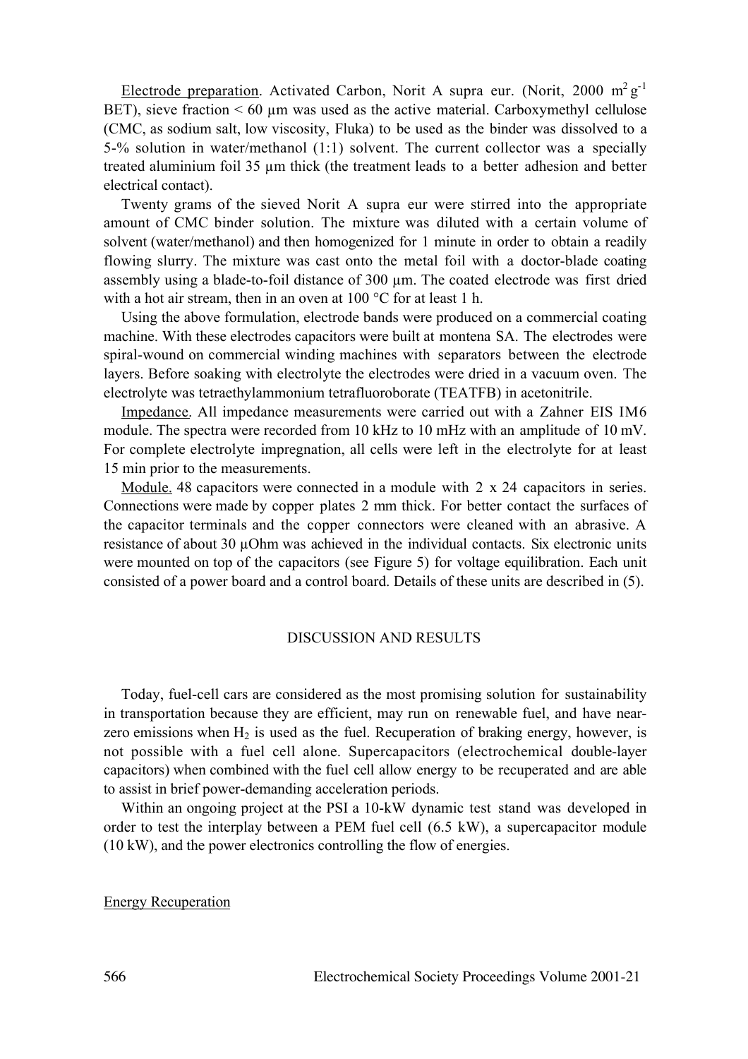Electrode preparation. Activated Carbon, Norit A supra eur. (Norit, 2000 $m^2 g^{-1}$ BET), sieve fraction < 60 µm was used as the active material. Carboxymethyl cellulose (CMC, as sodium salt, low viscosity, Fluka) to be used as the binder was dissolved to a 5-% solution in water/methanol (1:1) solvent. The current collector was a specially treated aluminium foil 35 µm thick (the treatment leads to a better adhesion and better electrical contact).

Twenty grams of the sieved Norit A supra eur were stirred into the appropriate amount of CMC binder solution. The mixture was diluted with a certain volume of solvent (water/methanol) and then homogenized for 1 minute in order to obtain a readily flowing slurry. The mixture was cast onto the metal foil with a doctor-blade coating assembly using a blade-to-foil distance of 300 µm. The coated electrode was first dried with a hot air stream, then in an oven at 100 °C for at least 1 h.

Using the above formulation, electrode bands were produced on a commercial coating machine. With these electrodes capacitors were built at montena SA. The electrodes were spiral-wound on commercial winding machines with separators between the electrode layers. Before soaking with electrolyte the electrodes were dried in a vacuum oven. The electrolyte was tetraethylammonium tetrafluoroborate (TEATFB) in acetonitrile.

Impedance. All impedance measurements were carried out with a Zahner EIS IM6 module. The spectra were recorded from 10 kHz to 10 mHz with an amplitude of 10 mV. For complete electrolyte impregnation, all cells were left in the electrolyte for at least 15 min prior to the measurements.

Module. 48 capacitors were connected in a module with 2 x 24 capacitors in series. Connections were made by copper plates 2 mm thick. For better contact the surfaces of the capacitor terminals and the copper connectors were cleaned with an abrasive. A resistance of about 30 µOhm was achieved in the individual contacts. Six electronic units were mounted on top of the capacitors (see Figure 5) for voltage equilibration. Each unit consisted of a power board and a control board. Details of these units are described in (5).

## DISCUSSION AND RESULTS

Today, fuel-cell cars are considered as the most promising solution for sustainability in transportation because they are efficient, may run on renewable fuel, and have near-zero emissions when $H_2$ is used as the fuel. Recuperation of braking energy, however, is not possible with a fuel cell alone. Supercapacitors (electrochemical double-layer capacitors) when combined with the fuel cell allow energy to be recuperated and are able to assist in brief power-demanding acceleration periods.

Within an ongoing project at the PSI a 10-kW dynamic test stand was developed in order to test the interplay between a PEM fuel cell (6.5 kW), a supercapacitor module (10 kW), and the power electronics controlling the flow of energies.

### Energy Recuperation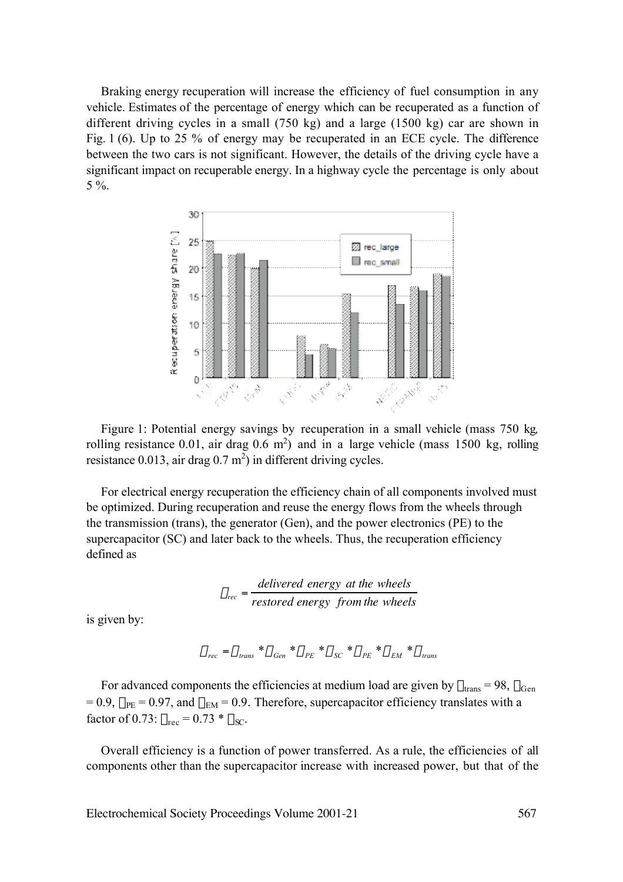Braking energy recuperation will increase the efficiency of fuel consumption in any vehicle. Estimates of the percentage of energy which can be recuperated as a function of different driving cycles in a small (750 kg) and a large (1500 kg) car are shown in Fig. 1 (6). Up to 25 % of energy may be recuperated in an ECE cycle. The difference between the two cars is not significant. However, the details of the driving cycle have a significant impact on recuperable energy. In a highway cycle the percentage is only about 5 %.

Figure 1: Potential energy savings by recuperation in a small vehicle (mass 750 kg, rolling resistance 0.01, air drag 0.6 $m^2$) and in a large vehicle (mass 1500 kg, rolling resistance 0.013, air drag 0.7 $m^2$) in different driving cycles.

For electrical energy recuperation the efficiency chain of all components involved must be optimized. During recuperation and reuse the energy flows from the wheels through the transmission (trans), the generator (Gen), and the power electronics (PE) to the supercapacitor (SC) and later back to the wheels. Thus, the recuperation efficiency defined as

$$\eta_{rec} = \frac{delivered\ energy\ at\ the\ wheels}{restored\ energy\ \ from\, the\ wheels}$$

is given by:

$$\eta_{rec} = \eta_{trans} * \eta_{Gen} * \eta_{PE} * \eta_{SC} * \eta_{PE} * \eta_{EM} * \eta_{trans}$$

For advanced components the efficiencies at medium load are given by $\eta_{trans}$ = 98, $\eta_{Gen}$ = 0.9, $\eta_{PE}$ = 0.97, and $\eta_{EM}$ = 0.9. Therefore, supercapacitor efficiency translates with a factor of 0.73: $\eta_{rec} = 0.73 * \eta_{SC}$.

Overall efficiency is a function of power transferred. As a rule, the efficiencies of all components other than the supercapacitor increase with increased power, but that of the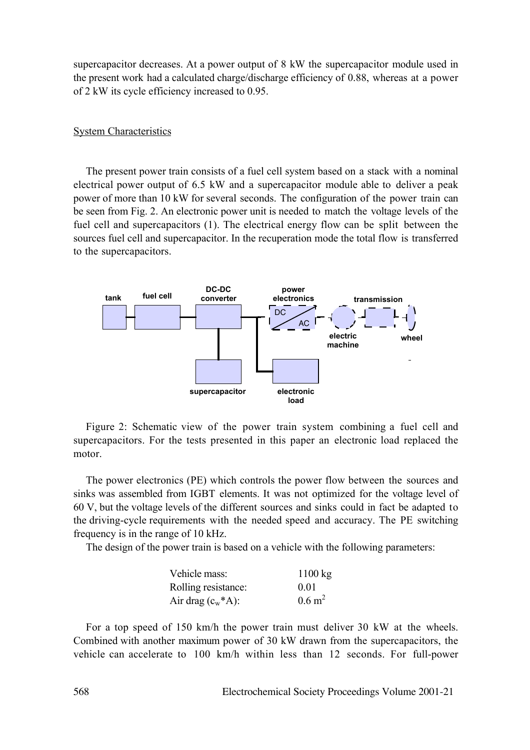supercapacitor decreases. At a power output of 8 kW the supercapacitor module used in the present work had a calculated charge/discharge efficiency of 0.88, whereas at a power of 2 kW its cycle efficiency increased to 0.95.

## System Characteristics

The present power train consists of a fuel cell system based on a stack with a nominal electrical power output of 6.5 kW and a supercapacitor module able to deliver a peak power of more than 10 kW for several seconds. The configuration of the power train can be seen from Fig. 2. An electronic power unit is needed to match the voltage levels of the fuel cell and supercapacitors (1). The electrical energy flow can be split between the sources fuel cell and supercapacitor. In the recuperation mode the total flow is transferred to the supercapacitors.

Figure 2: Schematic view of the power train system combining a fuel cell and supercapacitors. For the tests presented in this paper an electronic load replaced the motor.

The power electronics (PE) which controls the power flow between the sources and sinks was assembled from IGBT elements. It was not optimized for the voltage level of 60 V, but the voltage levels of the different sources and sinks could in fact be adapted to the driving-cycle requirements with the needed speed and accuracy. The PE switching frequency is in the range of 10 kHz.

The design of the power train is based on a vehicle with the following parameters:

| | |
|---|---|
| Vehicle mass: | 1100 kg |
| Rolling resistance: | 0.01 |
| Air drag ($c_w$*A): | 0.6 $m^2$ |

For a top speed of 150 km/h the power train must deliver 30 kW at the wheels. Combined with another maximum power of 30 kW drawn from the supercapacitors, the vehicle can accelerate to 100 km/h within less than 12 seconds. For full-power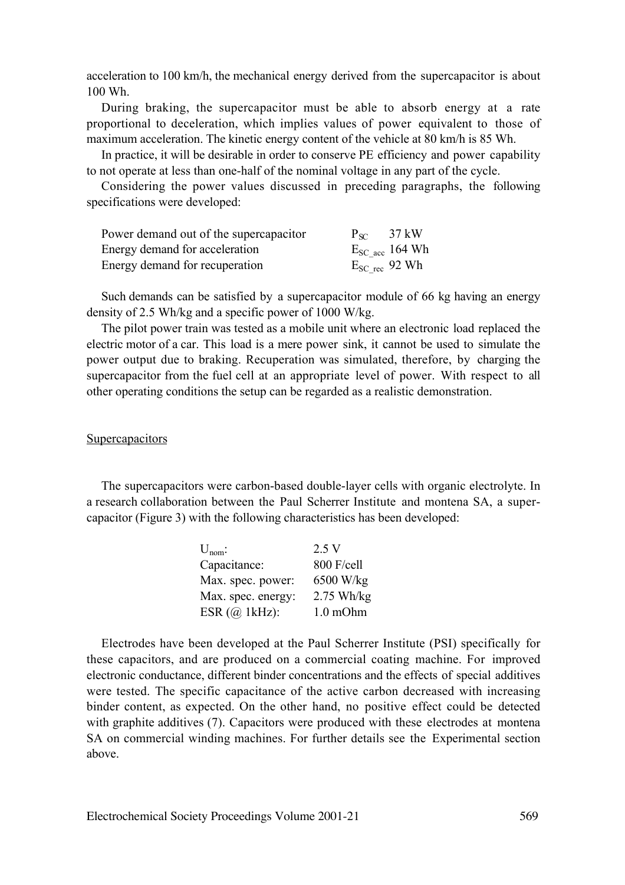acceleration to 100 km/h, the mechanical energy derived from the supercapacitor is about 100 Wh.

During braking, the supercapacitor must be able to absorb energy at a rate proportional to deceleration, which implies values of power equivalent to those of maximum acceleration. The kinetic energy content of the vehicle at 80 km/h is 85 Wh.

In practice, it will be desirable in order to conserve PE efficiency and power capability to not operate at less than one-half of the nominal voltage in any part of the cycle.

Considering the power values discussed in preceding paragraphs, the following specifications were developed:

| | | |
|---|---|---|
| Power demand out of the supercapacitor | $P_{SC}$ | 37 kW |
| Energy demand for acceleration | $E_{SC\_acc}$ | 164 Wh |
| Energy demand for recuperation | $E_{SC\_rec}$ | 92 Wh |

Such demands can be satisfied by a supercapacitor module of 66 kg having an energy density of 2.5 Wh/kg and a specific power of 1000 W/kg.

The pilot power train was tested as a mobile unit where an electronic load replaced the electric motor of a car. This load is a mere power sink, it cannot be used to simulate the power output due to braking. Recuperation was simulated, therefore, by charging the supercapacitor from the fuel cell at an appropriate level of power. With respect to all other operating conditions the setup can be regarded as a realistic demonstration.

## Supercapacitors

The supercapacitors were carbon-based double-layer cells with organic electrolyte. In a research collaboration between the Paul Scherrer Institute and montena SA, a supercapacitor (Figure 3) with the following characteristics has been developed:

| | |
|---|---|
| $U_{nom}$: | 2.5 V |
| Capacitance: | 800 F/cell |
| Max. spec. power: | 6500 W/kg |
| Max. spec. energy: | 2.75 Wh/kg |
| ESR (@ 1kHz): | 1.0 mOhm |

Electrodes have been developed at the Paul Scherrer Institute (PSI) specifically for these capacitors, and are produced on a commercial coating machine. For improved electronic conductance, different binder concentrations and the effects of special additives were tested. The specific capacitance of the active carbon decreased with increasing binder content, as expected. On the other hand, no positive effect could be detected with graphite additives (7). Capacitors were produced with these electrodes at montena SA on commercial winding machines. For further details see the Experimental section above.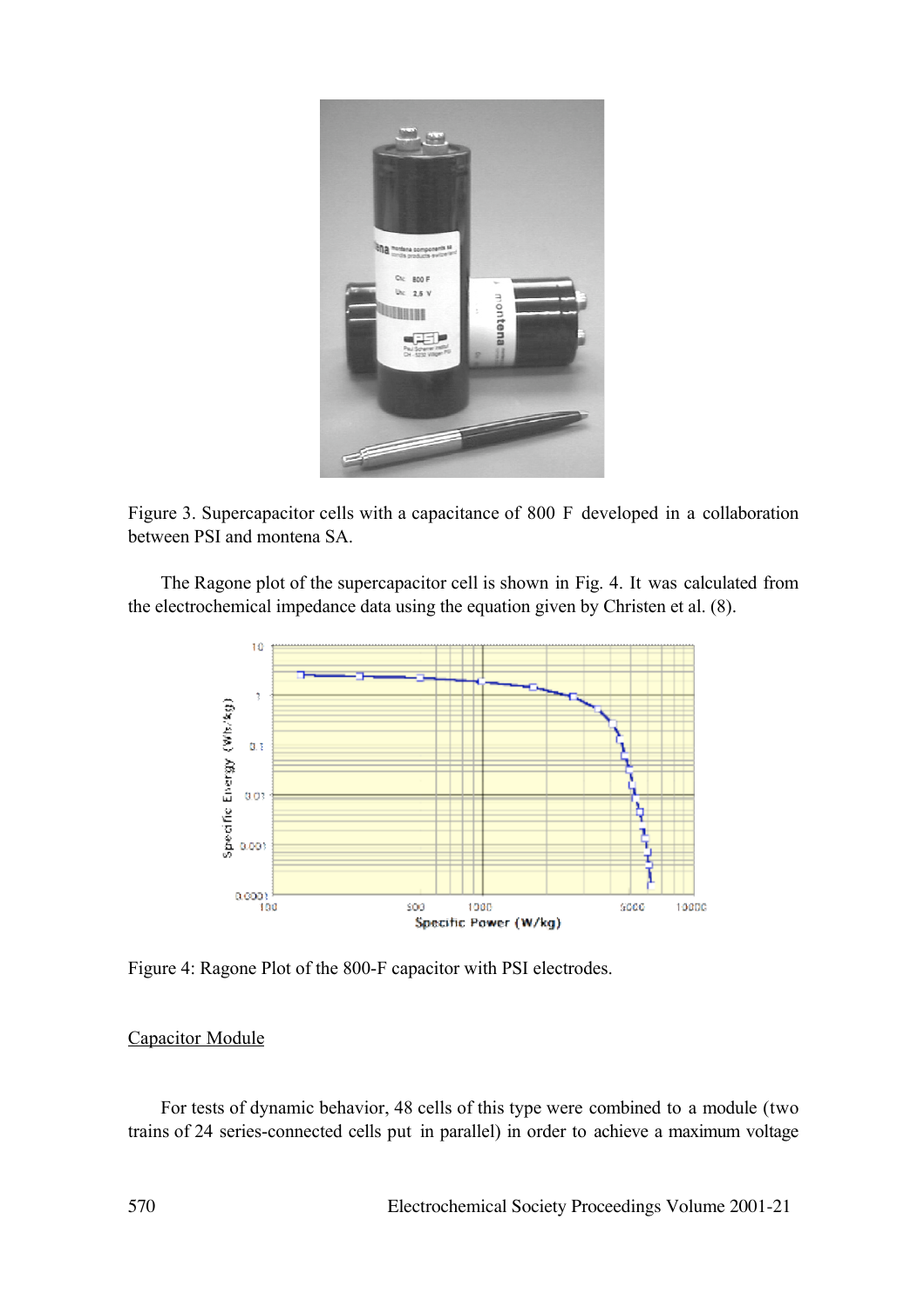Figure 3. Supercapacitor cells with a capacitance of 800 F developed in a collaboration between PSI and montena SA.

The Ragone plot of the supercapacitor cell is shown in Fig. 4. It was calculated from the electrochemical impedance data using the equation given by Christen et al. (8).

Figure 4: Ragone Plot of the 800-F capacitor with PSI electrodes.

<u>Capacitor Module</u>

For tests of dynamic behavior, 48 cells of this type were combined to a module (two trains of 24 series-connected cells put in parallel) in order to achieve a maximum voltage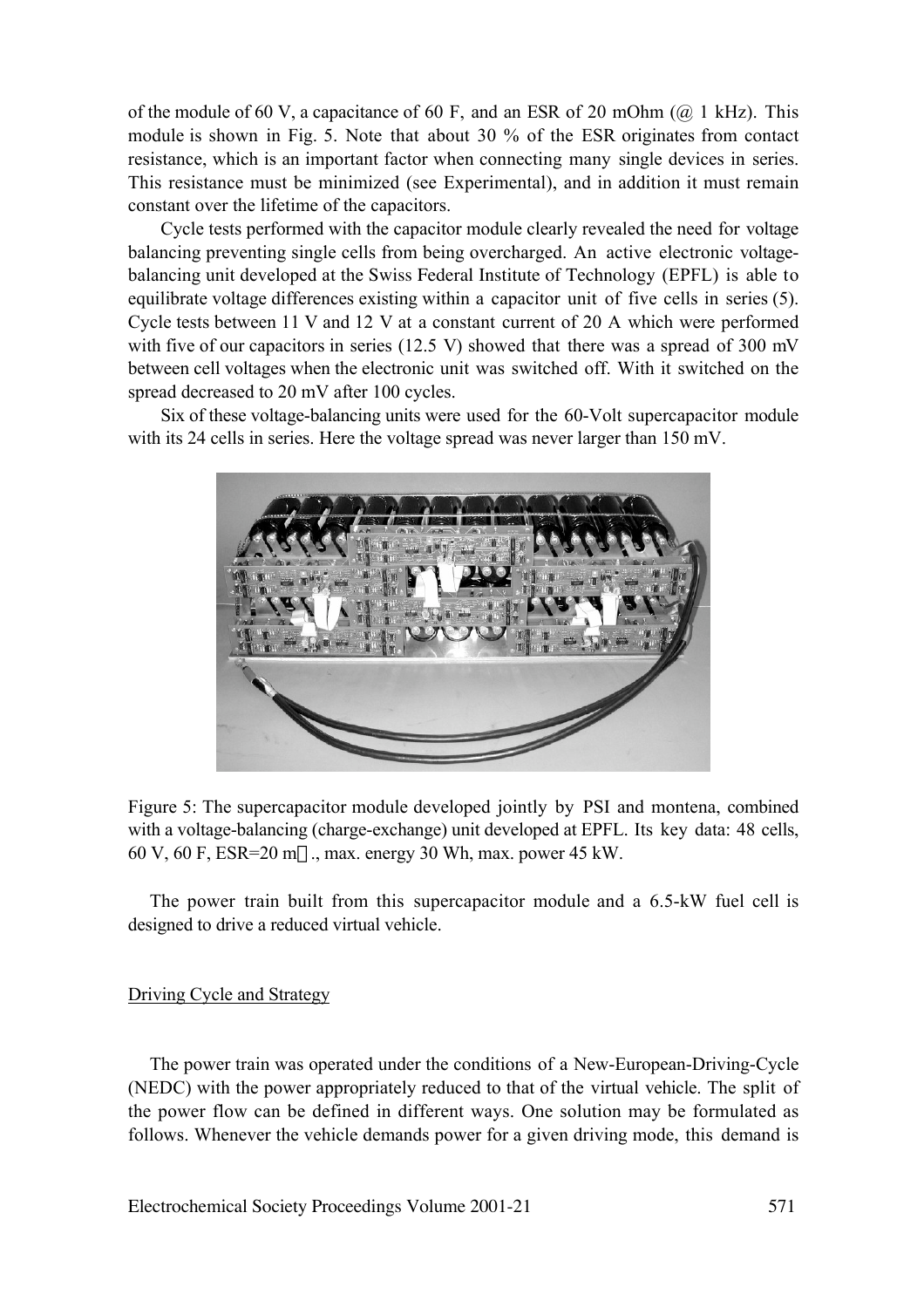of the module of 60 V, a capacitance of 60 F, and an ESR of 20 mOhm (@ 1 kHz). This module is shown in Fig. 5. Note that about 30 % of the ESR originates from contact resistance, which is an important factor when connecting many single devices in series. This resistance must be minimized (see Experimental), and in addition it must remain constant over the lifetime of the capacitors.

Cycle tests performed with the capacitor module clearly revealed the need for voltage balancing preventing single cells from being overcharged. An active electronic voltage-balancing unit developed at the Swiss Federal Institute of Technology (EPFL) is able to equilibrate voltage differences existing within a capacitor unit of five cells in series (5). Cycle tests between 11 V and 12 V at a constant current of 20 A which were performed with five of our capacitors in series (12.5 V) showed that there was a spread of 300 mV between cell voltages when the electronic unit was switched off. With it switched on the spread decreased to 20 mV after 100 cycles.

Six of these voltage-balancing units were used for the 60-Volt supercapacitor module with its 24 cells in series. Here the voltage spread was never larger than 150 mV.

Figure 5: The supercapacitor module developed jointly by PSI and montena, combined with a voltage-balancing (charge-exchange) unit developed at EPFL. Its key data: 48 cells, 60 V, 60 F, ESR=20 mΩ., max. energy 30 Wh, max. power 45 kW.

The power train built from this supercapacitor module and a 6.5-kW fuel cell is designed to drive a reduced virtual vehicle.

## Driving Cycle and Strategy

The power train was operated under the conditions of a New-European-Driving-Cycle (NEDC) with the power appropriately reduced to that of the virtual vehicle. The split of the power flow can be defined in different ways. One solution may be formulated as follows. Whenever the vehicle demands power for a given driving mode, this demand is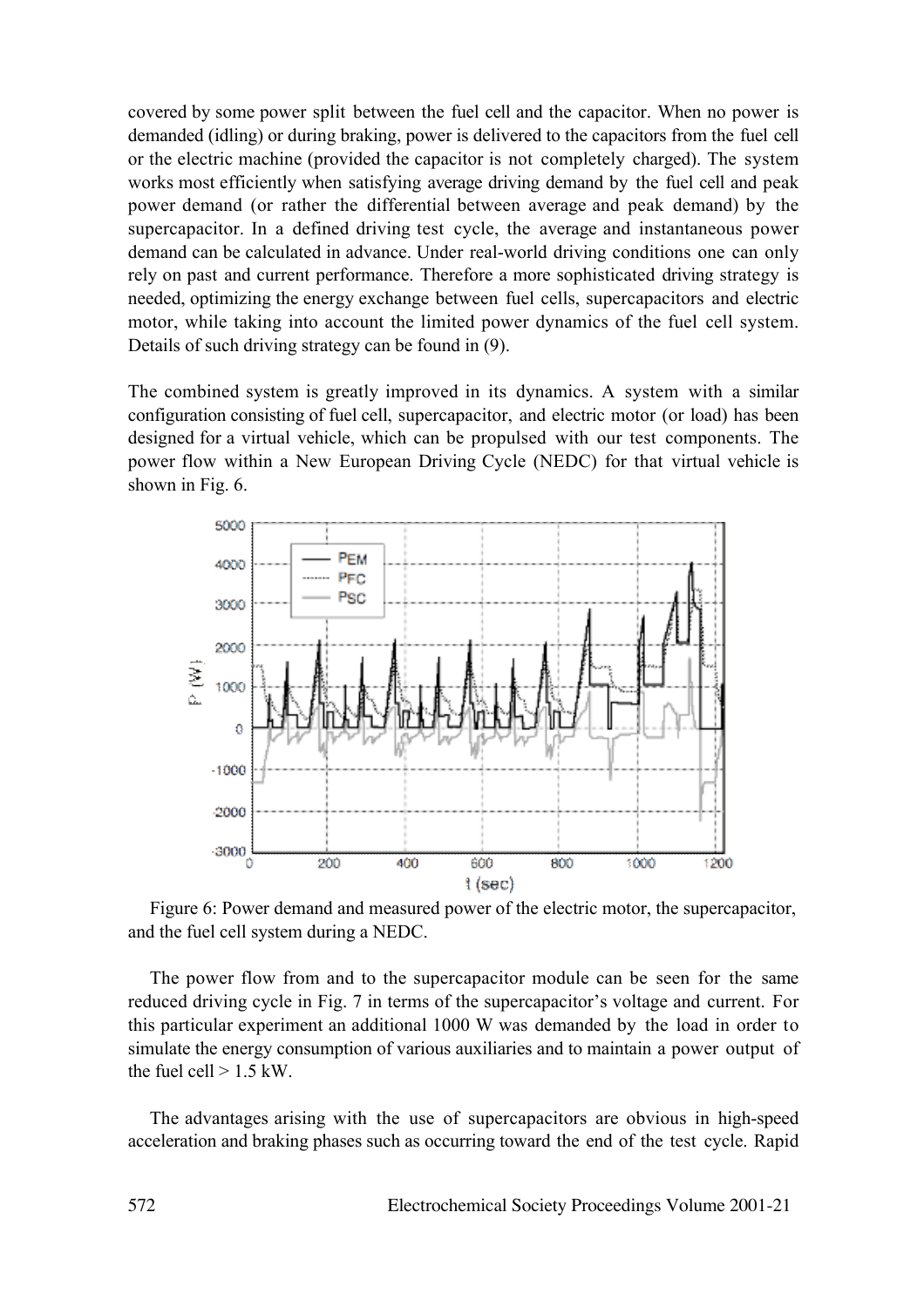covered by some power split between the fuel cell and the capacitor. When no power is demanded (idling) or during braking, power is delivered to the capacitors from the fuel cell or the electric machine (provided the capacitor is not completely charged). The system works most efficiently when satisfying average driving demand by the fuel cell and peak power demand (or rather the differential between average and peak demand) by the supercapacitor. In a defined driving test cycle, the average and instantaneous power demand can be calculated in advance. Under real-world driving conditions one can only rely on past and current performance. Therefore a more sophisticated driving strategy is needed, optimizing the energy exchange between fuel cells, supercapacitors and electric motor, while taking into account the limited power dynamics of the fuel cell system. Details of such driving strategy can be found in (9).

The combined system is greatly improved in its dynamics. A system with a similar configuration consisting of fuel cell, supercapacitor, and electric motor (or load) has been designed for a virtual vehicle, which can be propulsed with our test components. The power flow within a New European Driving Cycle (NEDC) for that virtual vehicle is shown in Fig. 6.

Figure 6: Power demand and measured power of the electric motor, the supercapacitor, and the fuel cell system during a NEDC.

The power flow from and to the supercapacitor module can be seen for the same reduced driving cycle in Fig. 7 in terms of the supercapacitor's voltage and current. For this particular experiment an additional 1000 W was demanded by the load in order to simulate the energy consumption of various auxiliaries and to maintain a power output of the fuel cell > 1.5 kW.

The advantages arising with the use of supercapacitors are obvious in high-speed acceleration and braking phases such as occurring toward the end of the test cycle. Rapid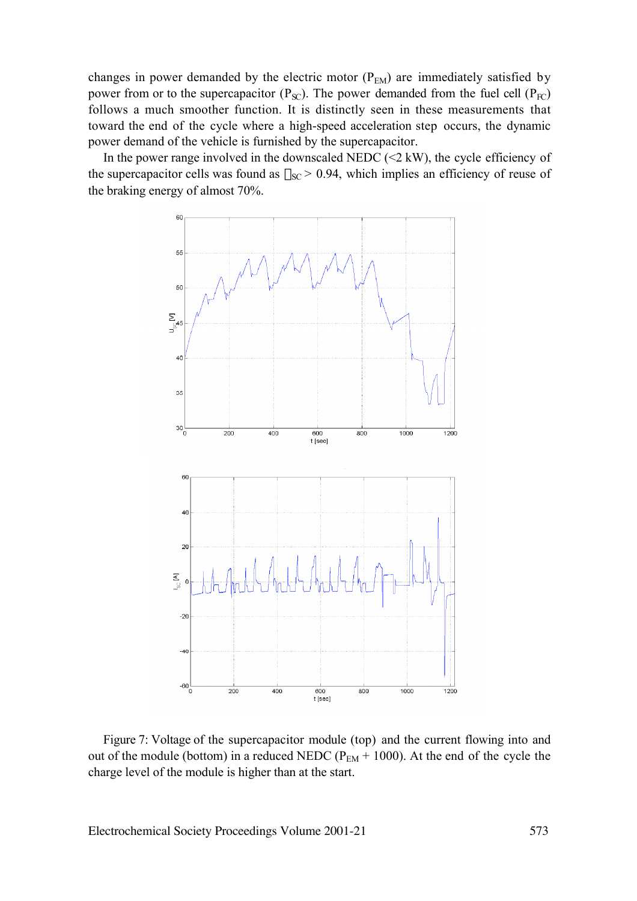changes in power demanded by the electric motor ($P_{EM}$) are immediately satisfied by power from or to the supercapacitor ($P_{SC}$). The power demanded from the fuel cell ($P_{FC}$) follows a much smoother function. It is distinctly seen in these measurements that toward the end of the cycle where a high-speed acceleration step occurs, the dynamic power demand of the vehicle is furnished by the supercapacitor.

In the power range involved in the downscaled NEDC (<2 kW), the cycle efficiency of the supercapacitor cells was found as $\eta_{SC} > 0.94$, which implies an efficiency of reuse of the braking energy of almost 70%.

Figure 7: Voltage of the supercapacitor module (top) and the current flowing into and out of the module (bottom) in a reduced NEDC ($P_{EM}$ + 1000). At the end of the cycle the charge level of the module is higher than at the start.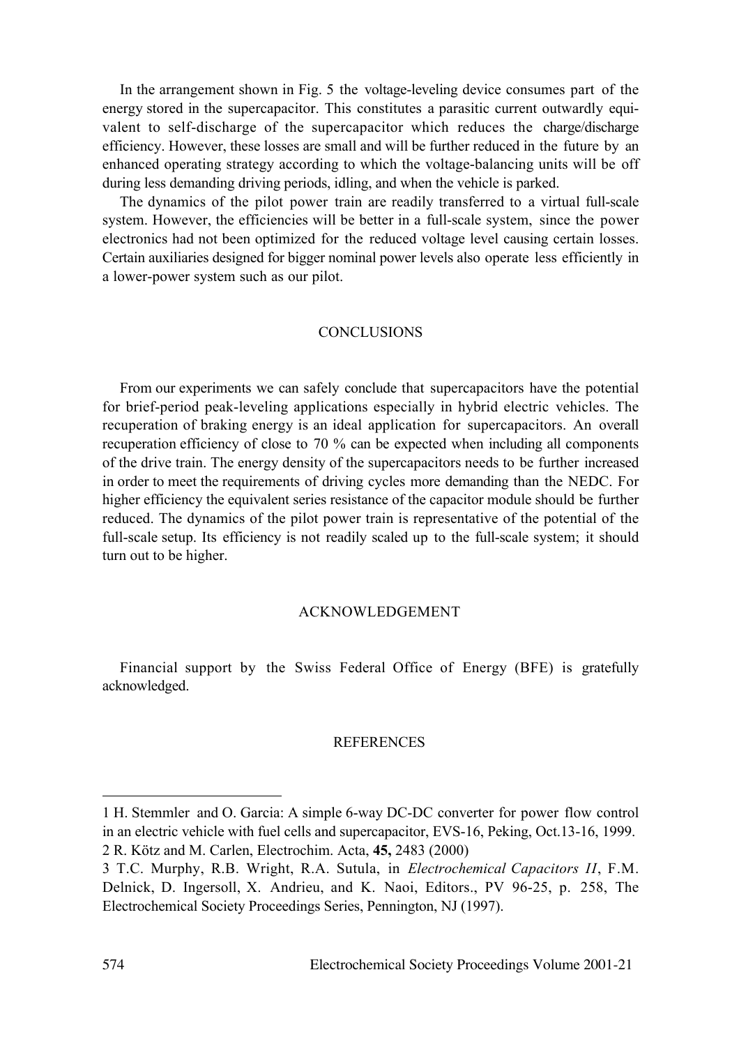In the arrangement shown in Fig. 5 the voltage-leveling device consumes part of the energy stored in the supercapacitor. This constitutes a parasitic current outwardly equivalent to self-discharge of the supercapacitor which reduces the charge/discharge efficiency. However, these losses are small and will be further reduced in the future by an enhanced operating strategy according to which the voltage-balancing units will be off during less demanding driving periods, idling, and when the vehicle is parked.

The dynamics of the pilot power train are readily transferred to a virtual full-scale system. However, the efficiencies will be better in a full-scale system, since the power electronics had not been optimized for the reduced voltage level causing certain losses. Certain auxiliaries designed for bigger nominal power levels also operate less efficiently in a lower-power system such as our pilot.

## CONCLUSIONS

From our experiments we can safely conclude that supercapacitors have the potential for brief-period peak-leveling applications especially in hybrid electric vehicles. The recuperation of braking energy is an ideal application for supercapacitors. An overall recuperation efficiency of close to 70 % can be expected when including all components of the drive train. The energy density of the supercapacitors needs to be further increased in order to meet the requirements of driving cycles more demanding than the NEDC. For higher efficiency the equivalent series resistance of the capacitor module should be further reduced. The dynamics of the pilot power train is representative of the potential of the full-scale setup. Its efficiency is not readily scaled up to the full-scale system; it should turn out to be higher.

## ACKNOWLEDGEMENT

Financial support by the Swiss Federal Office of Energy (BFE) is gratefully acknowledged.

## REFERENCES

1 H. Stemmler and O. Garcia: A simple 6-way DC-DC converter for power flow control in an electric vehicle with fuel cells and supercapacitor, EVS-16, Peking, Oct.13-16, 1999.

2 R. Kötz and M. Carlen, Electrochim. Acta, **45,** 2483 (2000)

3 T.C. Murphy, R.B. Wright, R.A. Sutula, in *Electrochemical Capacitors II*, F.M. Delnick, D. Ingersoll, X. Andrieu, and K. Naoi, Editors., PV 96-25, p. 258, The Electrochemical Society Proceedings Series, Pennington, NJ (1997).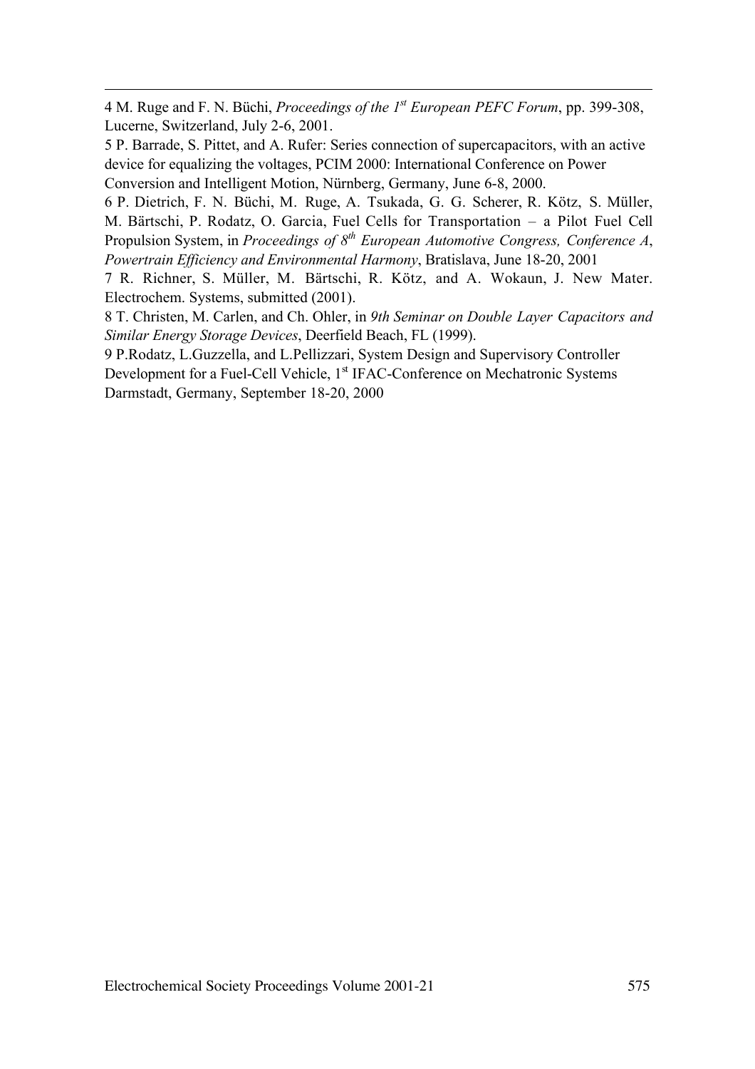4 M. Ruge and F. N. Büchi, *Proceedings of the 1st European PEFC Forum*, pp. 399-308, Lucerne, Switzerland, July 2-6, 2001.

5 P. Barrade, S. Pittet, and A. Rufer: Series connection of supercapacitors, with an active device for equalizing the voltages, PCIM 2000: International Conference on Power Conversion and Intelligent Motion, Nürnberg, Germany, June 6-8, 2000.

6 P. Dietrich, F. N. Büchi, M. Ruge, A. Tsukada, G. G. Scherer, R. Kötz, S. Müller, M. Bärtschi, P. Rodatz, O. Garcia, Fuel Cells for Transportation – a Pilot Fuel Cell Propulsion System, in *Proceedings of 8th European Automotive Congress, Conference A, Powertrain Efficiency and Environmental Harmony*, Bratislava, June 18-20, 2001

7 R. Richner, S. Müller, M. Bärtschi, R. Kötz, and A. Wokaun, J. New Mater. Electrochem. Systems, submitted (2001).

8 T. Christen, M. Carlen, and Ch. Ohler, in *9th Seminar on Double Layer Capacitors and Similar Energy Storage Devices*, Deerfield Beach, FL (1999).

9 P.Rodatz, L.Guzzella, and L.Pellizzari, System Design and Supervisory Controller Development for a Fuel-Cell Vehicle, 1st IFAC-Conference on Mechatronic Systems Darmstadt, Germany, September 18-20, 2000